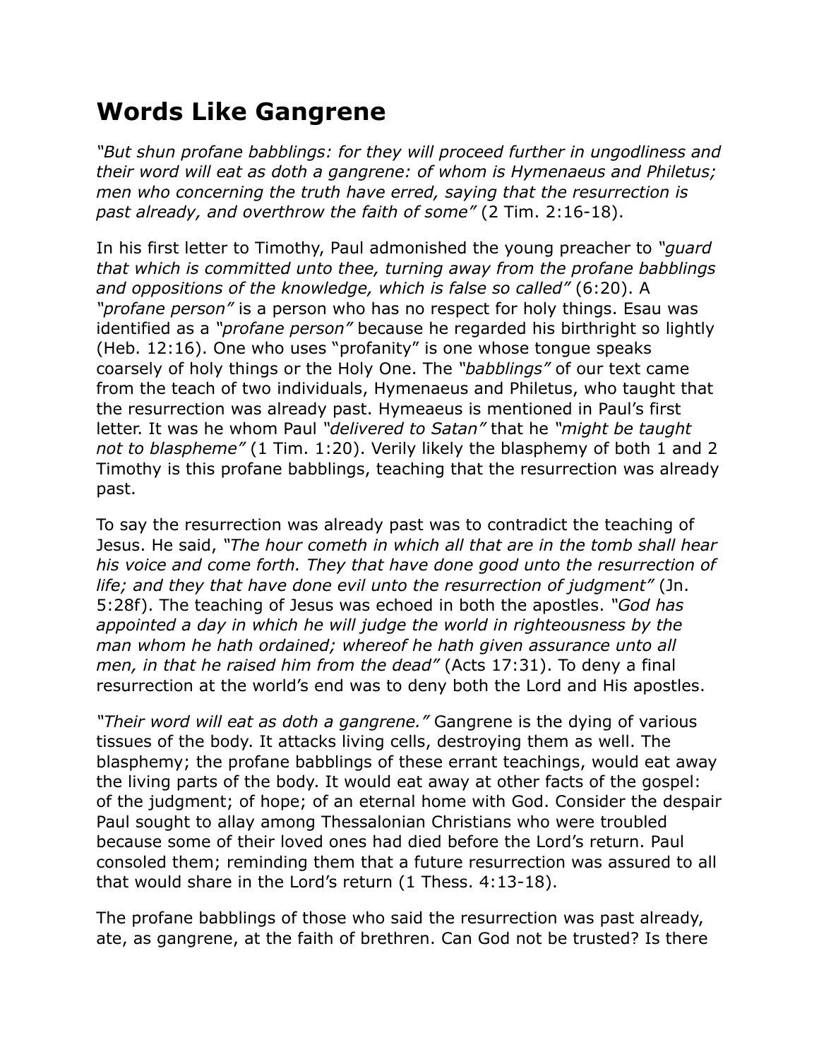# Words Like Gangrene

*"But shun profane babblings: for they will proceed further in ungodliness and their word will eat as doth a gangrene: of whom is Hymenaeus and Philetus; men who concerning the truth have erred, saying that the resurrection is past already, and overthrow the faith of some"* (2 Tim. 2:16-18).

In his first letter to Timothy, Paul admonished the young preacher to *"guard that which is committed unto thee, turning away from the profane babblings and oppositions of the knowledge, which is false so called"* (6:20). A *"profane person"* is a person who has no respect for holy things. Esau was identified as a *"profane person"* because he regarded his birthright so lightly (Heb. 12:16). One who uses "profanity" is one whose tongue speaks coarsely of holy things or the Holy One. The *"babblings"* of our text came from the teach of two individuals, Hymenaeus and Philetus, who taught that the resurrection was already past. Hymeaeus is mentioned in Paul's first letter. It was he whom Paul *"delivered to Satan"* that he *"might be taught not to blaspheme"* (1 Tim. 1:20). Verily likely the blasphemy of both 1 and 2 Timothy is this profane babblings, teaching that the resurrection was already past.

To say the resurrection was already past was to contradict the teaching of Jesus. He said, *"The hour cometh in which all that are in the tomb shall hear his voice and come forth. They that have done good unto the resurrection of life; and they that have done evil unto the resurrection of judgment"* (Jn. 5:28f). The teaching of Jesus was echoed in both the apostles. *"God has appointed a day in which he will judge the world in righteousness by the man whom he hath ordained; whereof he hath given assurance unto all men, in that he raised him from the dead"* (Acts 17:31). To deny a final resurrection at the world's end was to deny both the Lord and His apostles.

*"Their word will eat as doth a gangrene."* Gangrene is the dying of various tissues of the body. It attacks living cells, destroying them as well. The blasphemy; the profane babblings of these errant teachings, would eat away the living parts of the body. It would eat away at other facts of the gospel: of the judgment; of hope; of an eternal home with God. Consider the despair Paul sought to allay among Thessalonian Christians who were troubled because some of their loved ones had died before the Lord's return. Paul consoled them; reminding them that a future resurrection was assured to all that would share in the Lord's return (1 Thess. 4:13-18).

The profane babblings of those who said the resurrection was past already, ate, as gangrene, at the faith of brethren. Can God not be trusted? Is there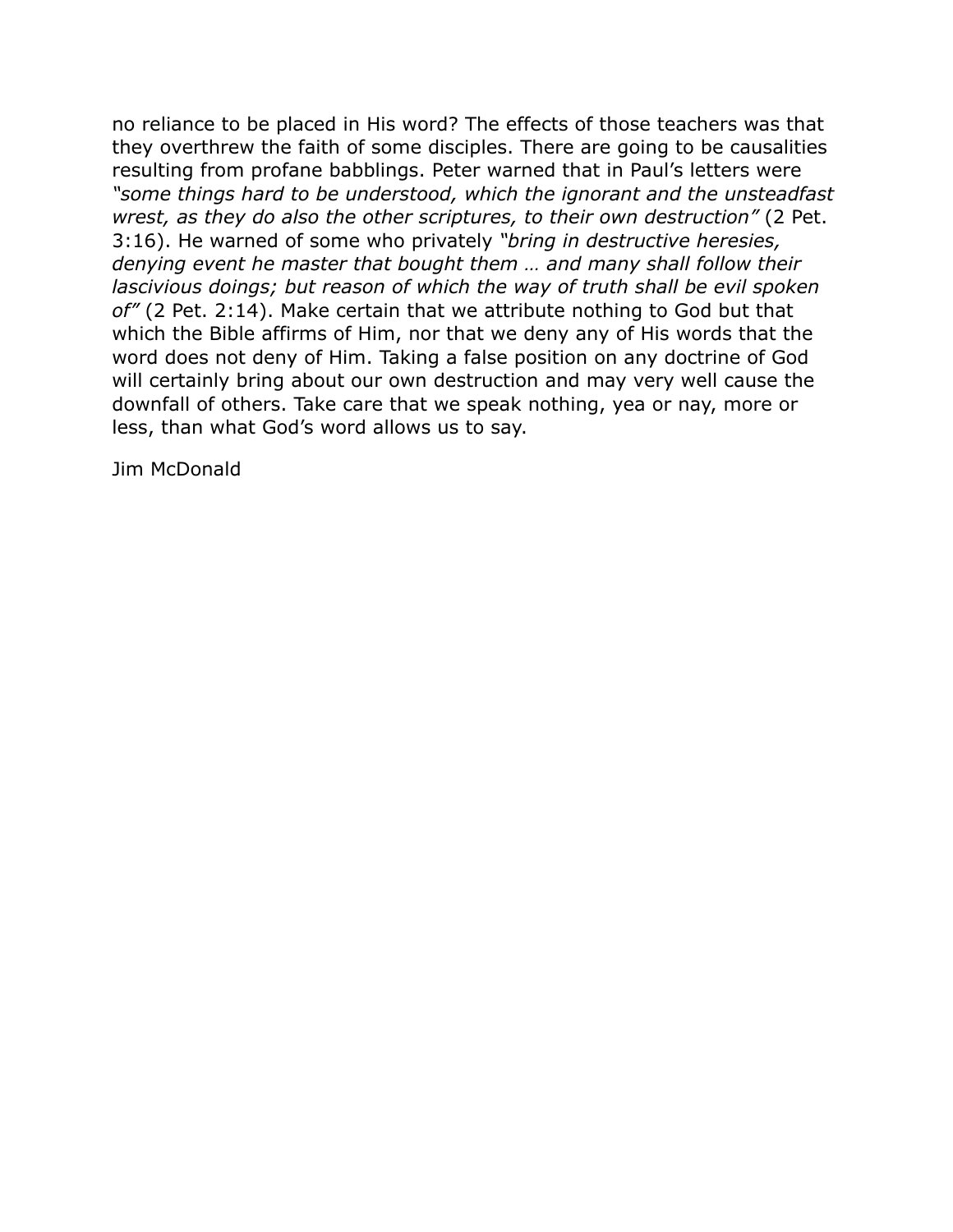no reliance to be placed in His word? The effects of those teachers was that they overthrew the faith of some disciples. There are going to be causalities resulting from profane babblings. Peter warned that in Paul's letters were *"some things hard to be understood, which the ignorant and the unsteadfast wrest, as they do also the other scriptures, to their own destruction"* (2 Pet. 3:16). He warned of some who privately *"bring in destructive heresies, denying event he master that bought them … and many shall follow their lascivious doings; but reason of which the way of truth shall be evil spoken of"* (2 Pet. 2:14). Make certain that we attribute nothing to God but that which the Bible affirms of Him, nor that we deny any of His words that the word does not deny of Him. Taking a false position on any doctrine of God will certainly bring about our own destruction and may very well cause the downfall of others. Take care that we speak nothing, yea or nay, more or less, than what God's word allows us to say.

Jim McDonald